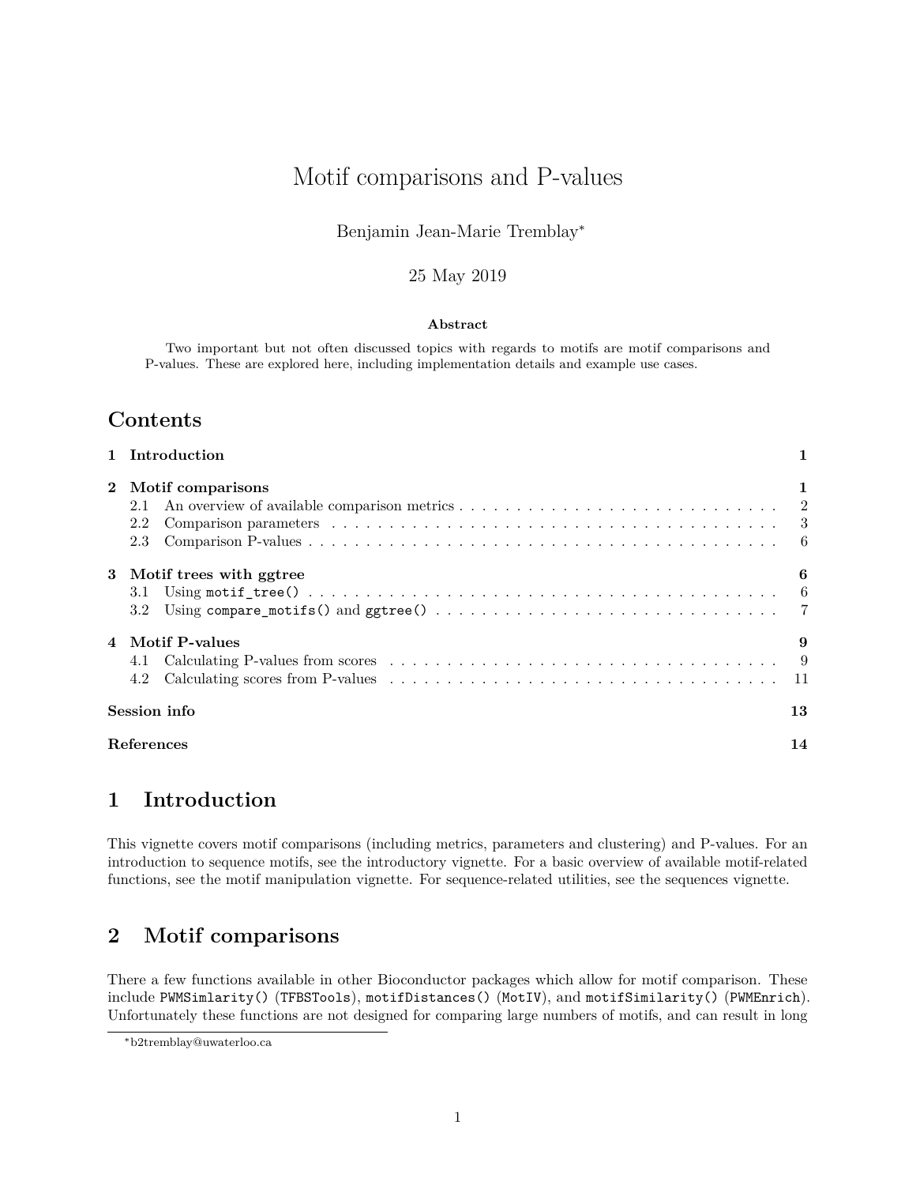# Motif comparisons and P-values

Benjamin Jean-Marie Tremblay*

25 May 2019

**Abstract**

Two important but not often discussed topics with regards to motifs are motif comparisons and P-values. These are explored here, including implementation details and example use cases.

## Contents

| | |
|---|---|
| **1 Introduction** | **1** |
| **2 Motif comparisons** | **1** |
| 2.1 An overview of available comparison metrics | 2 |
| 2.2 Comparison parameters | 3 |
| 2.3 Comparison P-values | 6 |
| **3 Motif trees with ggtree** | **6** |
| 3.1 Using `motif_tree()` | 6 |
| 3.2 Using `compare_motifs()` and `ggtree()` | 7 |
| **4 Motif P-values** | **9** |
| 4.1 Calculating P-values from scores | 9 |
| 4.2 Calculating scores from P-values | 11 |
| **Session info** | **13** |
| **References** | **14** |

## 1 Introduction

This vignette covers motif comparisons (including metrics, parameters and clustering) and P-values. For an introduction to sequence motifs, see the introductory vignette. For a basic overview of available motif-related functions, see the motif manipulation vignette. For sequence-related utilities, see the sequences vignette.

## 2 Motif comparisons

There a few functions available in other Bioconductor packages which allow for motif comparison. These include `PWMSimlarity()` (`TFBSTools`), `motifDistances()` (`MotIV`), and `motifSimilarity()` (`PWMEnrich`). Unfortunately these functions are not designed for comparing large numbers of motifs, and can result in long

*b2tremblay@uwaterloo.ca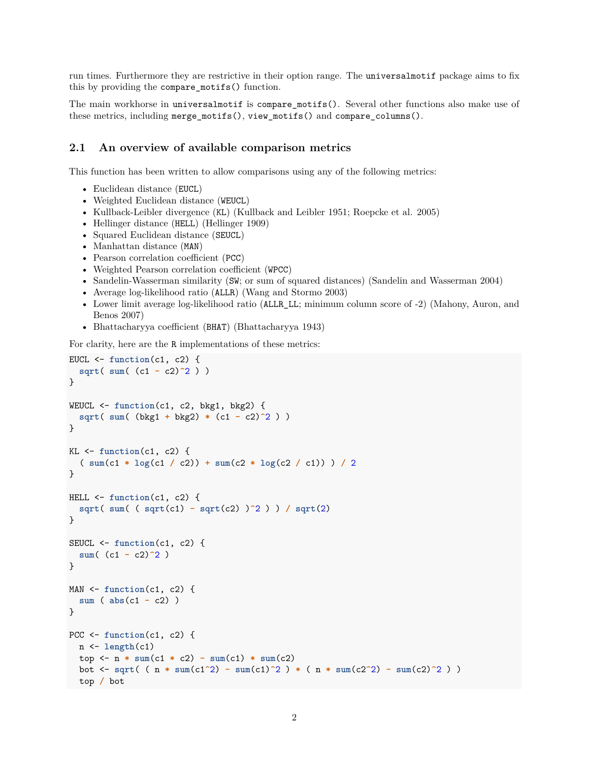run times. Furthermore they are restrictive in their option range. The `universalmotif` package aims to fix this by providing the `compare_motifs()` function.

The main workhorse in `universalmotif` is `compare_motifs()`. Several other functions also make use of these metrics, including `merge_motifs()`, `view_motifs()` and `compare_columns()`.

## 2.1 An overview of available comparison metrics

This function has been written to allow comparisons using any of the following metrics:

- Euclidean distance (`EUCL`)
- Weighted Euclidean distance (`WEUCL`)
- Kullback-Leibler divergence (`KL`) (Kullback and Leibler 1951; Roepcke et al. 2005)
- Hellinger distance (`HELL`) (Hellinger 1909)
- Squared Euclidean distance (`SEUCL`)
- Manhattan distance (`MAN`)
- Pearson correlation coefficient (`PCC`)
- Weighted Pearson correlation coefficient (`WPCC`)
- Sandelin-Wasserman similarity (`SW`; or sum of squared distances) (Sandelin and Wasserman 2004)
- Average log-likelihood ratio (`ALLR`) (Wang and Stormo 2003)
- Lower limit average log-likelihood ratio (`ALLR_LL`; minimum column score of -2) (Mahony, Auron, and Benos 2007)
- Bhattacharyya coefficient (`BHAT`) (Bhattacharyya 1943)

For clarity, here are the `R` implementations of these metrics:

```
EUCL <- function(c1, c2) {
  sqrt( sum( (c1 - c2)^2 ) )
}

WEUCL <- function(c1, c2, bkg1, bkg2) {
  sqrt( sum( (bkg1 + bkg2) * (c1 - c2)^2 ) )
}

KL <- function(c1, c2) {
  ( sum(c1 * log(c1 / c2)) + sum(c2 * log(c2 / c1)) ) / 2
}

HELL <- function(c1, c2) {
  sqrt( sum( ( sqrt(c1) - sqrt(c2) )^2 ) ) / sqrt(2)
}

SEUCL <- function(c1, c2) {
  sum( (c1 - c2)^2 )
}

MAN <- function(c1, c2) {
  sum ( abs(c1 - c2) )
}

PCC <- function(c1, c2) {
  n <- length(c1)
  top <- n * sum(c1 * c2) - sum(c1) * sum(c2)
  bot <- sqrt( ( n * sum(c1^2) - sum(c1)^2 ) * ( n * sum(c2^2) - sum(c2)^2 ) )
  top / bot
```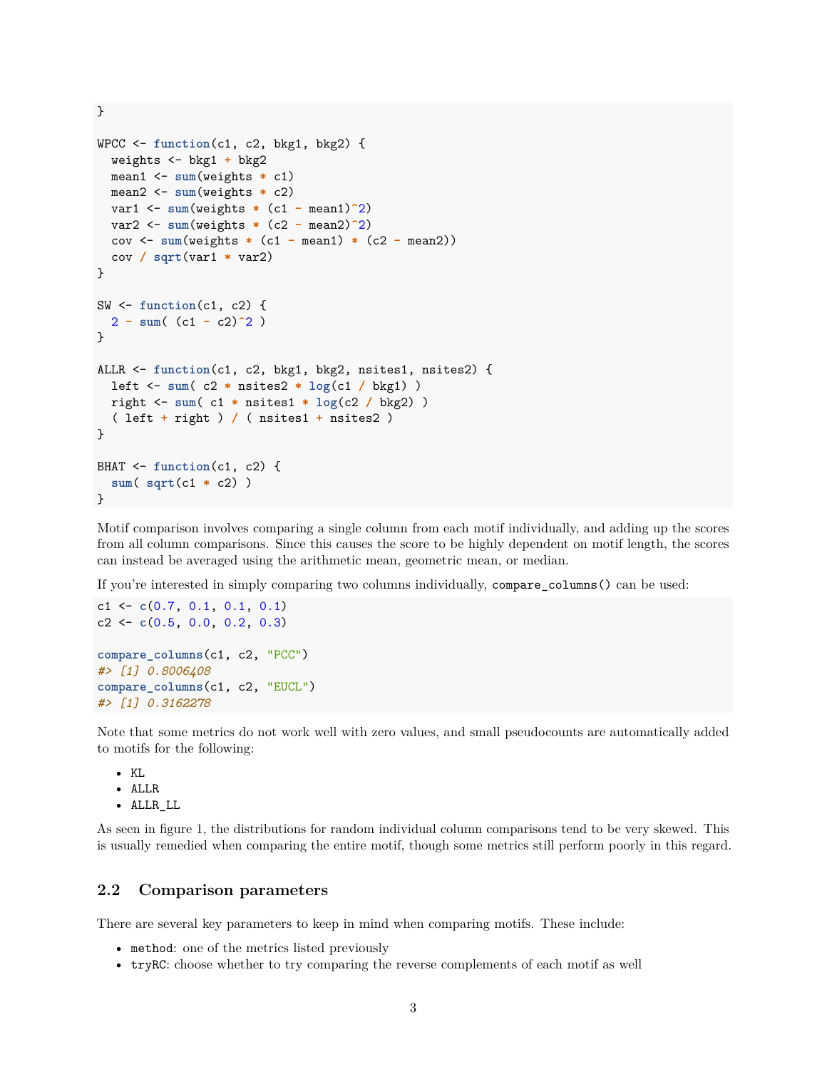```
}

WPCC <- function(c1, c2, bkg1, bkg2) {
  weights <- bkg1 + bkg2
  mean1 <- sum(weights * c1)
  mean2 <- sum(weights * c2)
  var1 <- sum(weights * (c1 - mean1)^2)
  var2 <- sum(weights * (c2 - mean2)^2)
  cov <- sum(weights * (c1 - mean1) * (c2 - mean2))
  cov / sqrt(var1 * var2)
}

SW <- function(c1, c2) {
  2 - sum( (c1 - c2)^2 )
}

ALLR <- function(c1, c2, bkg1, bkg2, nsites1, nsites2) {
  left <- sum( c2 * nsites2 * log(c1 / bkg1) )
  right <- sum( c1 * nsites1 * log(c2 / bkg2) )
  ( left + right ) / ( nsites1 + nsites2 )
}

BHAT <- function(c1, c2) {
  sum( sqrt(c1 * c2) )
}
```

Motif comparison involves comparing a single column from each motif individually, and adding up the scores from all column comparisons. Since this causes the score to be highly dependent on motif length, the scores can instead be averaged using the arithmetic mean, geometric mean, or median.

If you're interested in simply comparing two columns individually, `compare_columns()` can be used:

```
c1 <- c(0.7, 0.1, 0.1, 0.1)
c2 <- c(0.5, 0.0, 0.2, 0.3)

compare_columns(c1, c2, "PCC")
#> [1] 0.8006408
compare_columns(c1, c2, "EUCL")
#> [1] 0.3162278
```

Note that some metrics do not work well with zero values, and small pseudocounts are automatically added to motifs for the following:

- KL
- ALLR
- ALLR_LL

As seen in figure 1, the distributions for random individual column comparisons tend to be very skewed. This is usually remedied when comparing the entire motif, though some metrics still perform poorly in this regard.

## 2.2 Comparison parameters

There are several key parameters to keep in mind when comparing motifs. These include:

- `method`: one of the metrics listed previously
- `tryRC`: choose whether to try comparing the reverse complements of each motif as well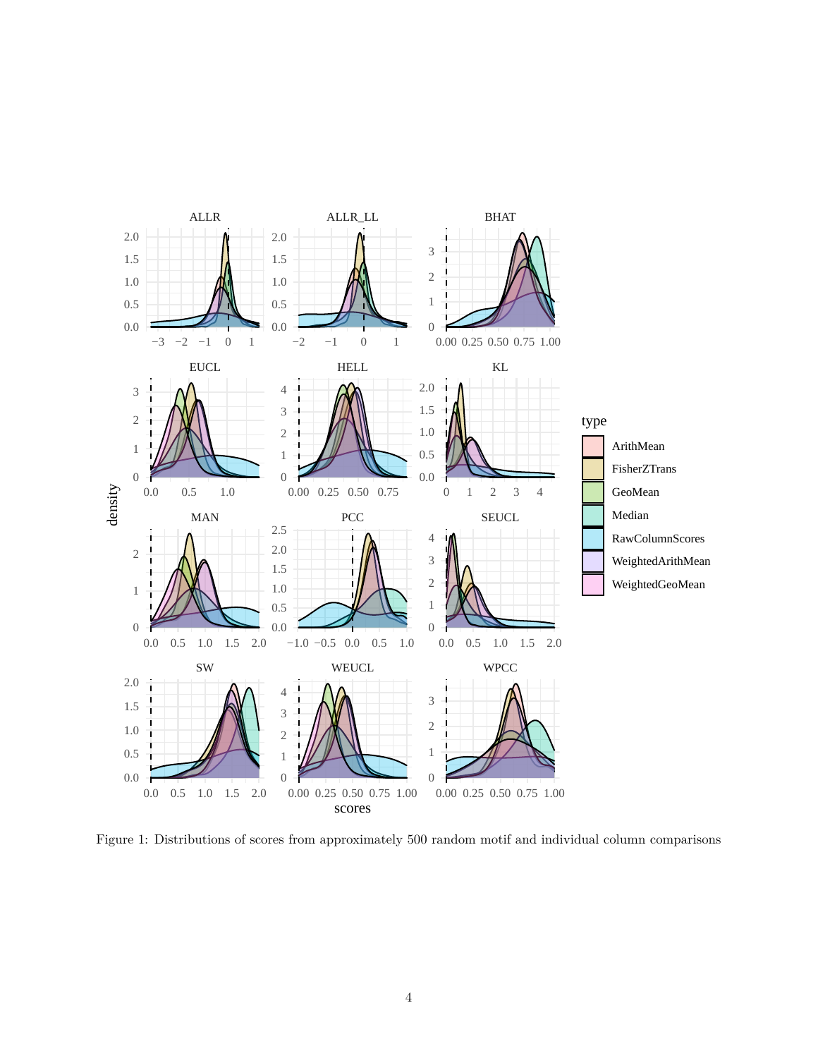Figure 1: Distributions of scores from approximately 500 random motif and individual column comparisons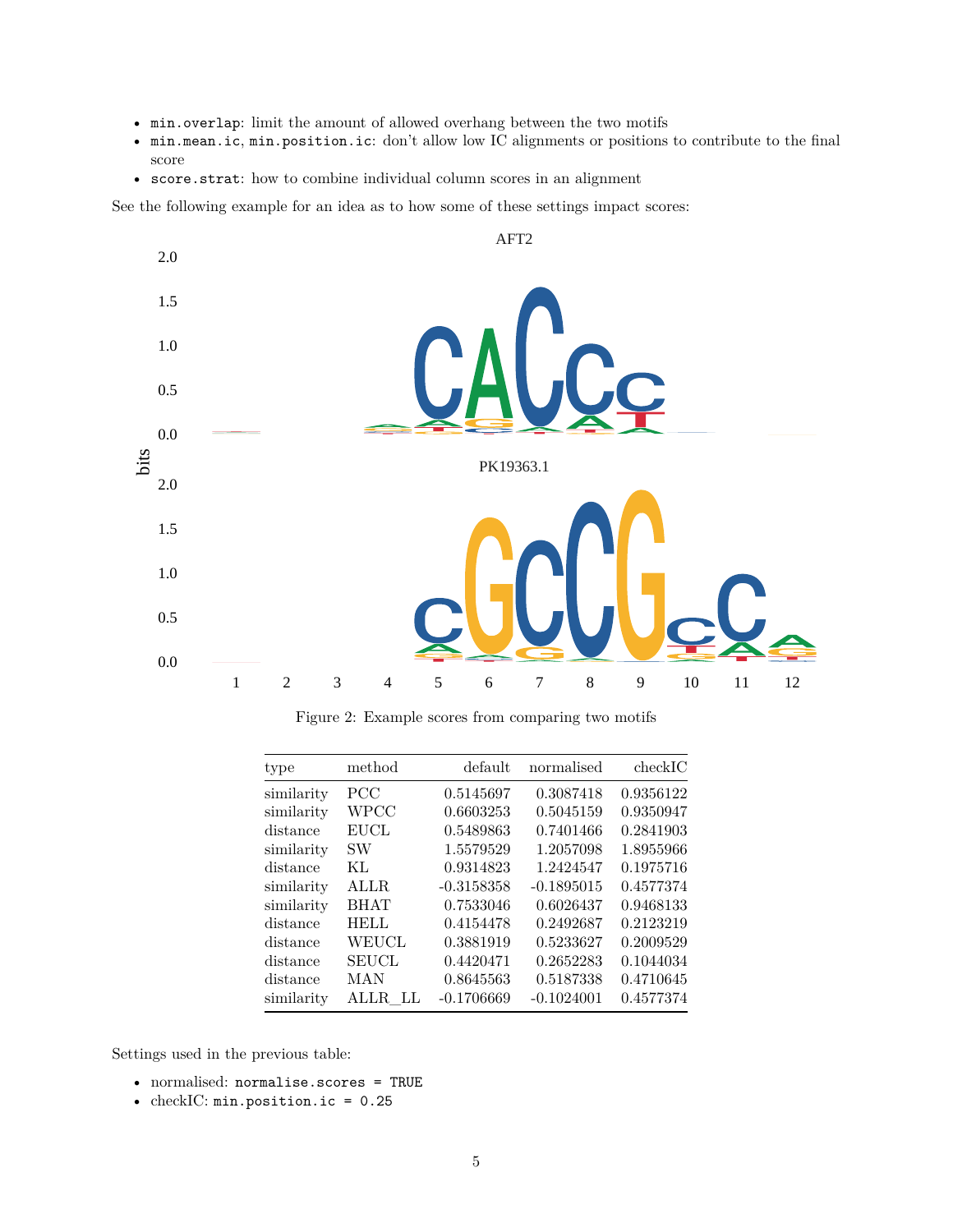- `min.overlap`: limit the amount of allowed overhang between the two motifs
- `min.mean.ic`, `min.position.ic`: don't allow low IC alignments or positions to contribute to the final score
- `score.strat`: how to combine individual column scores in an alignment

See the following example for an idea as to how some of these settings impact scores:

Figure 2: Example scores from comparing two motifs

| type | method | default | normalised | checkIC |
|---|---|---|---|---|
| similarity | PCC | 0.5145697 | 0.3087418 | 0.9356122 |
| similarity | WPCC | 0.6603253 | 0.5045159 | 0.9350947 |
| distance | EUCL | 0.5489863 | 0.7401466 | 0.2841903 |
| similarity | SW | 1.5579529 | 1.2057098 | 1.8955966 |
| distance | KL | 0.9314823 | 1.2424547 | 0.1975716 |
| similarity | ALLR | -0.3158358 | -0.1895015 | 0.4577374 |
| similarity | BHAT | 0.7533046 | 0.6026437 | 0.9468133 |
| distance | HELL | 0.4154478 | 0.2492687 | 0.2123219 |
| distance | WEUCL | 0.3881919 | 0.5233627 | 0.2009529 |
| distance | SEUCL | 0.4420471 | 0.2652283 | 0.1044034 |
| distance | MAN | 0.8645563 | 0.5187338 | 0.4710645 |
| similarity | ALLR_LL | -0.1706669 | -0.1024001 | 0.4577374 |

Settings used in the previous table:

- normalised: `normalise.scores = TRUE`
- checkIC: `min.position.ic = 0.25`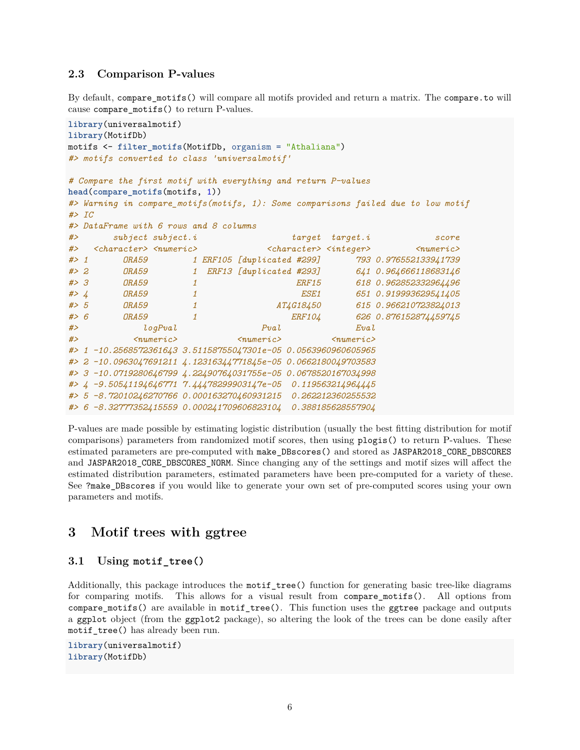### 2.3 Comparison P-values

By default, `compare_motifs()` will compare all motifs provided and return a matrix. The `compare.to` will cause `compare_motifs()` to return P-values.

```
library(universalmotif)
library(MotifDb)
motifs <- filter_motifs(MotifDb, organism = "Athaliana")
#> motifs converted to class 'universalmotif'

# Compare the first motif with everything and return P-values
head(compare_motifs(motifs, 1))
#> Warning in compare_motifs(motifs, 1): Some comparisons failed due to low motif
#> IC
#> DataFrame with 6 rows and 8 columns
#>       subject subject.i                   target  target.i             score
#>   <character> <numeric>              <character> <integer>         <numeric>
#> 1       ORA59         1 ERF105 [duplicated #299]       793 0.976552133941739
#> 2       ORA59         1  ERF13 [duplicated #293]       641 0.964666118683146
#> 3       ORA59         1                    ERF15       618 0.962852332964496
#> 4       ORA59         1                     ESE1       651 0.919993629541405
#> 5       ORA59         1                AT4G18450       615 0.966210723824013
#> 6       ORA59         1                   ERF104       626 0.876152874459745
#>            logPval                 Pval              Eval
#>          <numeric>            <numeric>         <numeric>
#> 1 -10.2568572361643 3.51158755047301e-05 0.0563960960605965
#> 2 -10.0963047691211 4.12316344771845e-05 0.0662180049703583
#> 3 -10.0719280646799 4.22490764031755e-05 0.0678520167034998
#> 4 -9.50541194646771 7.44478299903147e-05  0.119563214964445
#> 5 -8.72010246270766 0.000163270460931215  0.262212360255532
#> 6 -8.32777352415559 0.000241709606823104  0.388185628557904
```

P-values are made possible by estimating logistic distribution (usually the best fitting distribution for motif comparisons) parameters from randomized motif scores, then using `plogis()` to return P-values. These estimated parameters are pre-computed with `make_DBscores()` and stored as `JASPAR2018_CORE_DBSCORES` and `JASPAR2018_CORE_DBSCORES_NORM`. Since changing any of the settings and motif sizes will affect the estimated distribution parameters, estimated parameters have been pre-computed for a variety of these. See `?make_DBscores` if you would like to generate your own set of pre-computed scores using your own parameters and motifs.

# 3 Motif trees with ggtree

### 3.1 Using `motif_tree()`

Additionally, this package introduces the `motif_tree()` function for generating basic tree-like diagrams for comparing motifs. This allows for a visual result from `compare_motifs()`. All options from `compare_motifs()` are available in `motif_tree()`. This function uses the `ggtree` package and outputs a `ggplot` object (from the `ggplot2` package), so altering the look of the trees can be done easily after `motif_tree()` has already been run.

```
library(universalmotif)
library(MotifDb)
```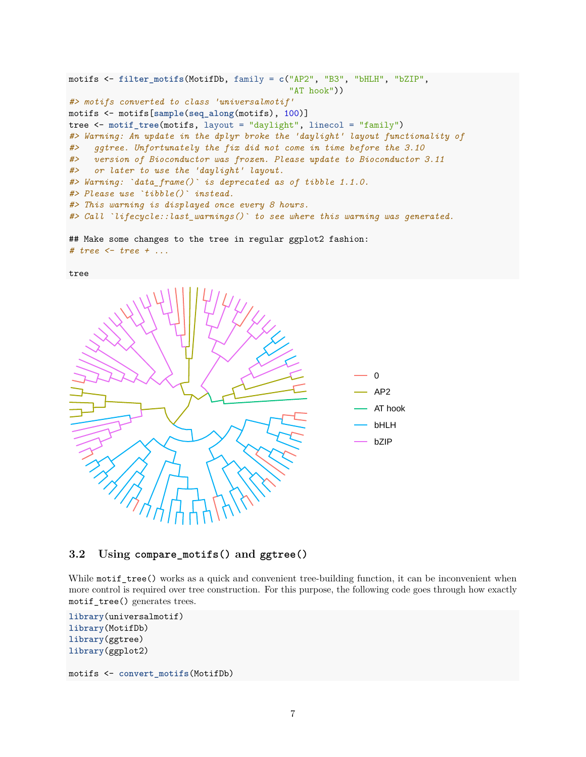```r
motifs <- filter_motifs(MotifDb, family = c("AP2", "B3", "bHLH", "bZIP",
                                            "AT hook"))
#> motifs converted to class 'universalmotif'
motifs <- motifs[sample(seq_along(motifs), 100)]
tree <- motif_tree(motifs, layout = "daylight", linecol = "family")
#> Warning: An update in the dplyr broke the 'daylight' layout functionality of
#>   ggtree. Unfortunately the fix did not come in time before the 3.10
#>   version of Bioconductor was frozen. Please update to Bioconductor 3.11
#>   or later to use the 'daylight' layout.
#> Warning: `data_frame()` is deprecated as of tibble 1.1.0.
#> Please use `tibble()` instead.
#> This warning is displayed once every 8 hours.
#> Call `lifecycle::last_warnings()` to see where this warning was generated.

## Make some changes to the tree in regular ggplot2 fashion:
# tree <- tree + ...

tree
```

### 3.2 Using compare_motifs() and ggtree()

While `motif_tree()` works as a quick and convenient tree-building function, it can be inconvenient when more control is required over tree construction. For this purpose, the following code goes through how exactly `motif_tree()` generates trees.

```r
library(universalmotif)
library(MotifDb)
library(ggtree)
library(ggplot2)

motifs <- convert_motifs(MotifDb)
```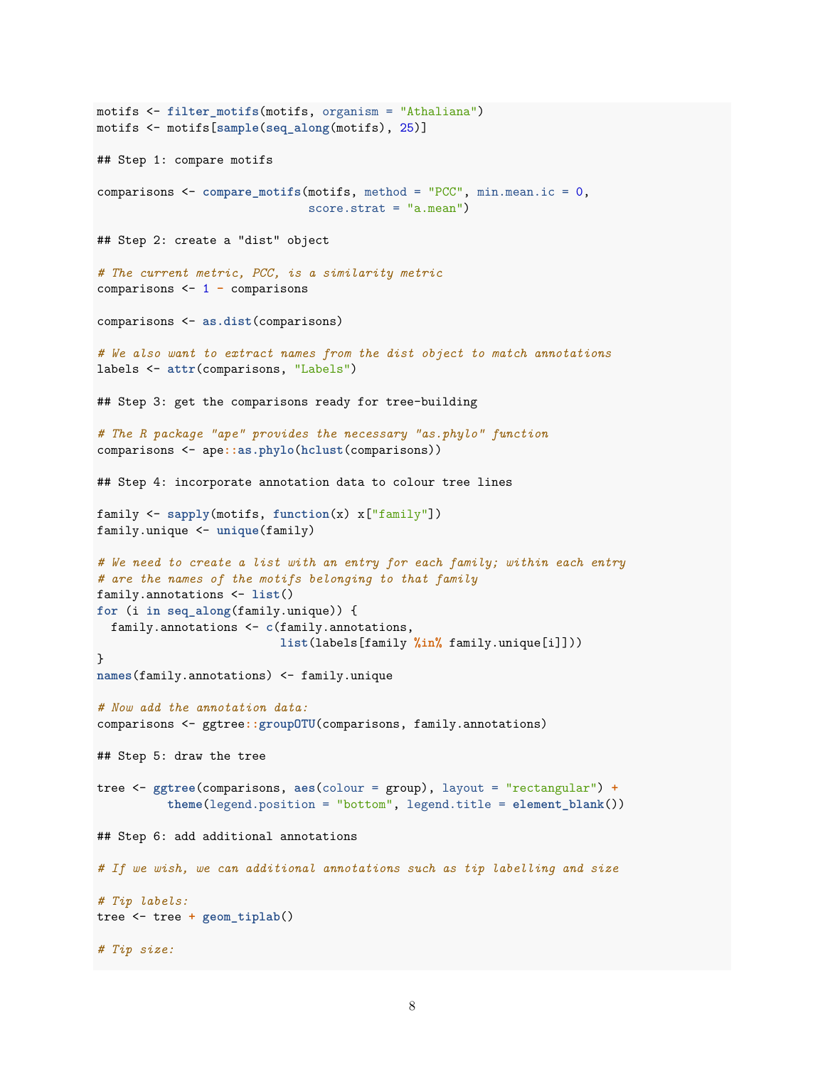```r
motifs <- filter_motifs(motifs, organism = "Athaliana")
motifs <- motifs[sample(seq_along(motifs), 25)]

## Step 1: compare motifs

comparisons <- compare_motifs(motifs, method = "PCC", min.mean.ic = 0,
                              score.strat = "a.mean")

## Step 2: create a "dist" object

# The current metric, PCC, is a similarity metric
comparisons <- 1 - comparisons

comparisons <- as.dist(comparisons)

# We also want to extract names from the dist object to match annotations
labels <- attr(comparisons, "Labels")

## Step 3: get the comparisons ready for tree-building

# The R package "ape" provides the necessary "as.phylo" function
comparisons <- ape::as.phylo(hclust(comparisons))

## Step 4: incorporate annotation data to colour tree lines

family <- sapply(motifs, function(x) x["family"])
family.unique <- unique(family)

# We need to create a list with an entry for each family; within each entry
# are the names of the motifs belonging to that family
family.annotations <- list()
for (i in seq_along(family.unique)) {
  family.annotations <- c(family.annotations,
                          list(labels[family %in% family.unique[i]]))
}
names(family.annotations) <- family.unique

# Now add the annotation data:
comparisons <- ggtree::groupOTU(comparisons, family.annotations)

## Step 5: draw the tree

tree <- ggtree(comparisons, aes(colour = group), layout = "rectangular") +
          theme(legend.position = "bottom", legend.title = element_blank())

## Step 6: add additional annotations

# If we wish, we can additional annotations such as tip labelling and size

# Tip labels:
tree <- tree + geom_tiplab()

# Tip size:
```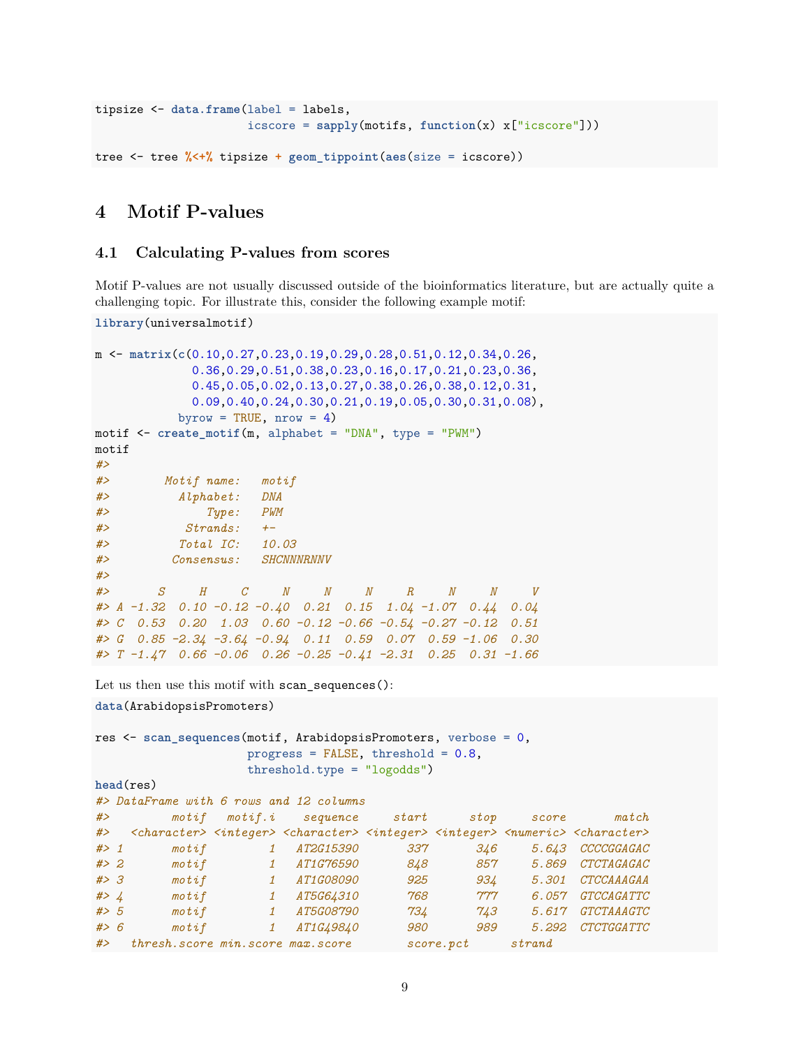```r
tipsize <- data.frame(label = labels,
                      icscore = sapply(motifs, function(x) x["icscore"]))

tree <- tree %<+% tipsize + geom_tippoint(aes(size = icscore))
```

# 4 Motif P-values

## 4.1 Calculating P-values from scores

Motif P-values are not usually discussed outside of the bioinformatics literature, but are actually quite a challenging topic. For illustrate this, consider the following example motif:

```r
library(universalmotif)

m <- matrix(c(0.10,0.27,0.23,0.19,0.29,0.28,0.51,0.12,0.34,0.26,
              0.36,0.29,0.51,0.38,0.23,0.16,0.17,0.21,0.23,0.36,
              0.45,0.05,0.02,0.13,0.27,0.38,0.26,0.38,0.12,0.31,
              0.09,0.40,0.24,0.30,0.21,0.19,0.05,0.30,0.31,0.08),
            byrow = TRUE, nrow = 4)
motif <- create_motif(m, alphabet = "DNA", type = "PWM")
motif
#> 
#>        Motif name:   motif
#>          Alphabet:   DNA
#>              Type:   PWM
#>           Strands:   +-
#>          Total IC:   10.03
#>         Consensus:   SHCNNNRNNV
#> 
#>       S     H     C     N     N     N     R     N     N     V
#> A -1.32  0.10 -0.12 -0.40  0.21  0.15  1.04 -1.07  0.44  0.04
#> C  0.53  0.20  1.03  0.60 -0.12 -0.66 -0.54 -0.27 -0.12  0.51
#> G  0.85 -2.34 -3.64 -0.94  0.11  0.59  0.07  0.59 -1.06  0.30
#> T -1.47  0.66 -0.06  0.26 -0.25 -0.41 -2.31  0.25  0.31 -1.66
```

Let us then use this motif with `scan_sequences()`:

```r
data(ArabidopsisPromoters)

res <- scan_sequences(motif, ArabidopsisPromoters, verbose = 0,
                      progress = FALSE, threshold = 0.8,
                      threshold.type = "logodds")
head(res)
#> DataFrame with 6 rows and 12 columns
#>         motif   motif.i    sequence     start      stop     score       match
#>   <character> <integer> <character> <integer> <integer> <numeric> <character>
#> 1       motif         1   AT2G15390       337       346     5.643  CCCCGGAGAC
#> 2       motif         1   AT1G76590       848       857     5.869  CTCTAGAGAC
#> 3       motif         1   AT1G08090       925       934     5.301  CTCCAAAGAA
#> 4       motif         1   AT5G64310       768       777     6.057  GTCCAGATTC
#> 5       motif         1   AT5G08790       734       743     5.617  GTCTAAAGTC
#> 6       motif         1   AT1G49840       980       989     5.292  CTCTGGATTC
#>   thresh.score min.score max.score        score.pct      strand
```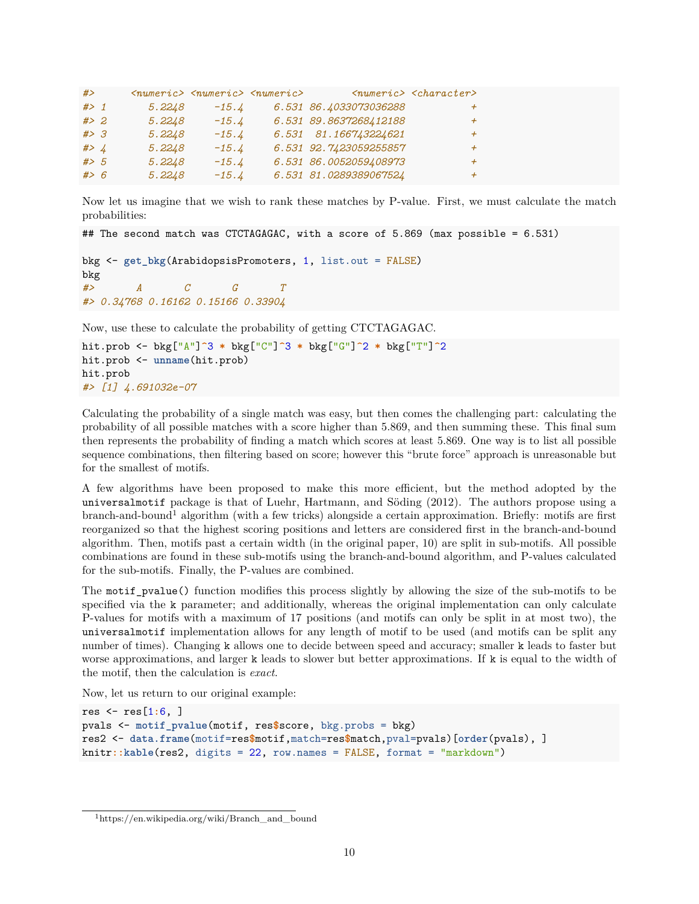```
#>      <numeric> <numeric> <numeric>        <numeric> <character>
#> 1       5.2248     -15.4     6.531 86.4033073036288           +
#> 2       5.2248     -15.4     6.531 89.8637268412188           +
#> 3       5.2248     -15.4     6.531  81.166743224621           +
#> 4       5.2248     -15.4     6.531 92.7423059255857           +
#> 5       5.2248     -15.4     6.531 86.0052059408973           +
#> 6       5.2248     -15.4     6.531 81.0289389067524           +
```

Now let us imagine that we wish to rank these matches by P-value. First, we must calculate the match probabilities:

```
## The second match was CTCTAGAGAC, with a score of 5.869 (max possible = 6.531)

bkg <- get_bkg(ArabidopsisPromoters, 1, list.out = FALSE)
bkg
#>       A       C       G       T
#> 0.34768 0.16162 0.15166 0.33904
```

Now, use these to calculate the probability of getting CTCTAGAGAC.

```
hit.prob <- bkg["A"]^3 * bkg["C"]^3 * bkg["G"]^2 * bkg["T"]^2
hit.prob <- unname(hit.prob)
hit.prob
#> [1] 4.691032e-07
```

Calculating the probability of a single match was easy, but then comes the challenging part: calculating the probability of all possible matches with a score higher than 5.869, and then summing these. This final sum then represents the probability of finding a match which scores at least 5.869. One way is to list all possible sequence combinations, then filtering based on score; however this "brute force" approach is unreasonable but for the smallest of motifs.

A few algorithms have been proposed to make this more efficient, but the method adopted by the `universalmotif` package is that of Luehr, Hartmann, and Söding (2012). The authors propose using a branch-and-bound[1] algorithm (with a few tricks) alongside a certain approximation. Briefly: motifs are first reorganized so that the highest scoring positions and letters are considered first in the branch-and-bound algorithm. Then, motifs past a certain width (in the original paper, 10) are split in sub-motifs. All possible combinations are found in these sub-motifs using the branch-and-bound algorithm, and P-values calculated for the sub-motifs. Finally, the P-values are combined.

The `motif_pvalue()` function modifies this process slightly by allowing the size of the sub-motifs to be specified via the `k` parameter; and additionally, whereas the original implementation can only calculate P-values for motifs with a maximum of 17 positions (and motifs can only be split in at most two), the `universalmotif` implementation allows for any length of motif to be used (and motifs can be split any number of times). Changing `k` allows one to decide between speed and accuracy; smaller `k` leads to faster but worse approximations, and larger `k` leads to slower but better approximations. If `k` is equal to the width of the motif, then the calculation is *exact*.

Now, let us return to our original example:

```
res <- res[1:6, ]
pvals <- motif_pvalue(motif, res$score, bkg.probs = bkg)
res2 <- data.frame(motif=res$motif,match=res$match,pval=pvals)[order(pvals), ]
knitr::kable(res2, digits = 22, row.names = FALSE, format = "markdown")
```

[1] https://en.wikipedia.org/wiki/Branch_and_bound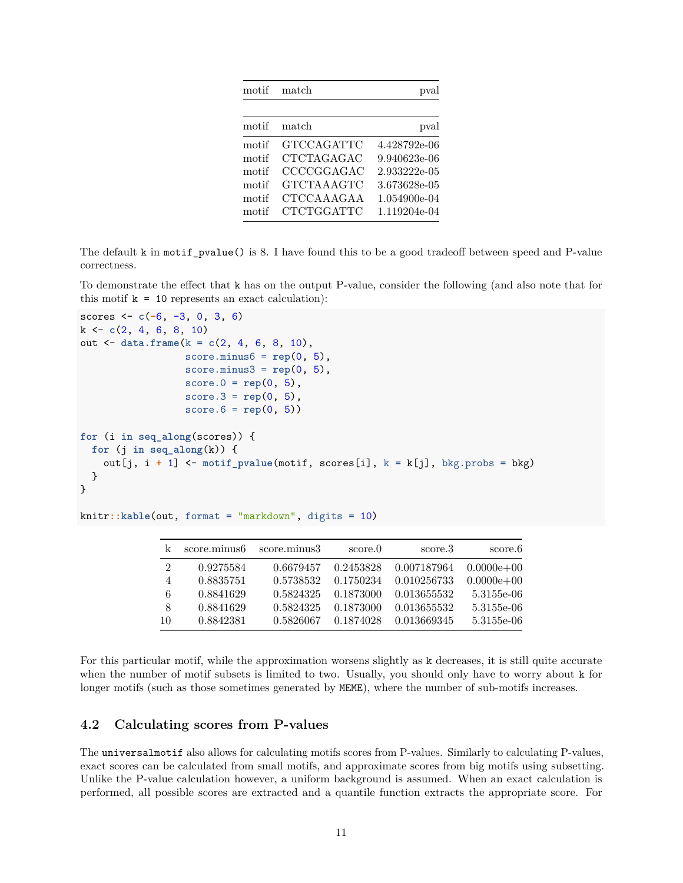| motif | match | pval |
|---|---|---|
| motif | GTCCAGATTC | 4.428792e-06 |
| motif | CTCTAGAGAC | 9.940623e-06 |
| motif | CCCCGGAGAC | 2.933222e-05 |
| motif | GTCTAAAGTC | 3.673628e-05 |
| motif | CTCCAAAGAA | 1.054900e-04 |
| motif | CTCTGGATTC | 1.119204e-04 |

The default `k` in `motif_pvalue()` is 8. I have found this to be a good tradeoff between speed and P-value correctness.

To demonstrate the effect that `k` has on the output P-value, consider the following (and also note that for this motif `k = 10` represents an exact calculation):

```
scores <- c(-6, -3, 0, 3, 6)
k <- c(2, 4, 6, 8, 10)
out <- data.frame(k = c(2, 4, 6, 8, 10),
                  score.minus6 = rep(0, 5),
                  score.minus3 = rep(0, 5),
                  score.0 = rep(0, 5),
                  score.3 = rep(0, 5),
                  score.6 = rep(0, 5))

for (i in seq_along(scores)) {
  for (j in seq_along(k)) {
    out[j, i + 1] <- motif_pvalue(motif, scores[i], k = k[j], bkg.probs = bkg)
  }
}

knitr::kable(out, format = "markdown", digits = 10)
```

| k | score.minus6 | score.minus3 | score.0 | score.3 | score.6 |
|---|---|---|---|---|---|
| 2 | 0.9275584 | 0.6679457 | 0.2453828 | 0.007187964 | 0.0000e+00 |
| 4 | 0.8835751 | 0.5738532 | 0.1750234 | 0.010256733 | 0.0000e+00 |
| 6 | 0.8841629 | 0.5824325 | 0.1873000 | 0.013655532 | 5.3155e-06 |
| 8 | 0.8841629 | 0.5824325 | 0.1873000 | 0.013655532 | 5.3155e-06 |
| 10 | 0.8842381 | 0.5826067 | 0.1874028 | 0.013669345 | 5.3155e-06 |

For this particular motif, while the approximation worsens slightly as `k` decreases, it is still quite accurate when the number of motif subsets is limited to two. Usually, you should only have to worry about `k` for longer motifs (such as those sometimes generated by `MEME`), where the number of sub-motifs increases.

### 4.2 Calculating scores from P-values

The `universalmotif` also allows for calculating motifs scores from P-values. Similarly to calculating P-values, exact scores can be calculated from small motifs, and approximate scores from big motifs using subsetting. Unlike the P-value calculation however, a uniform background is assumed. When an exact calculation is performed, all possible scores are extracted and a quantile function extracts the appropriate score. For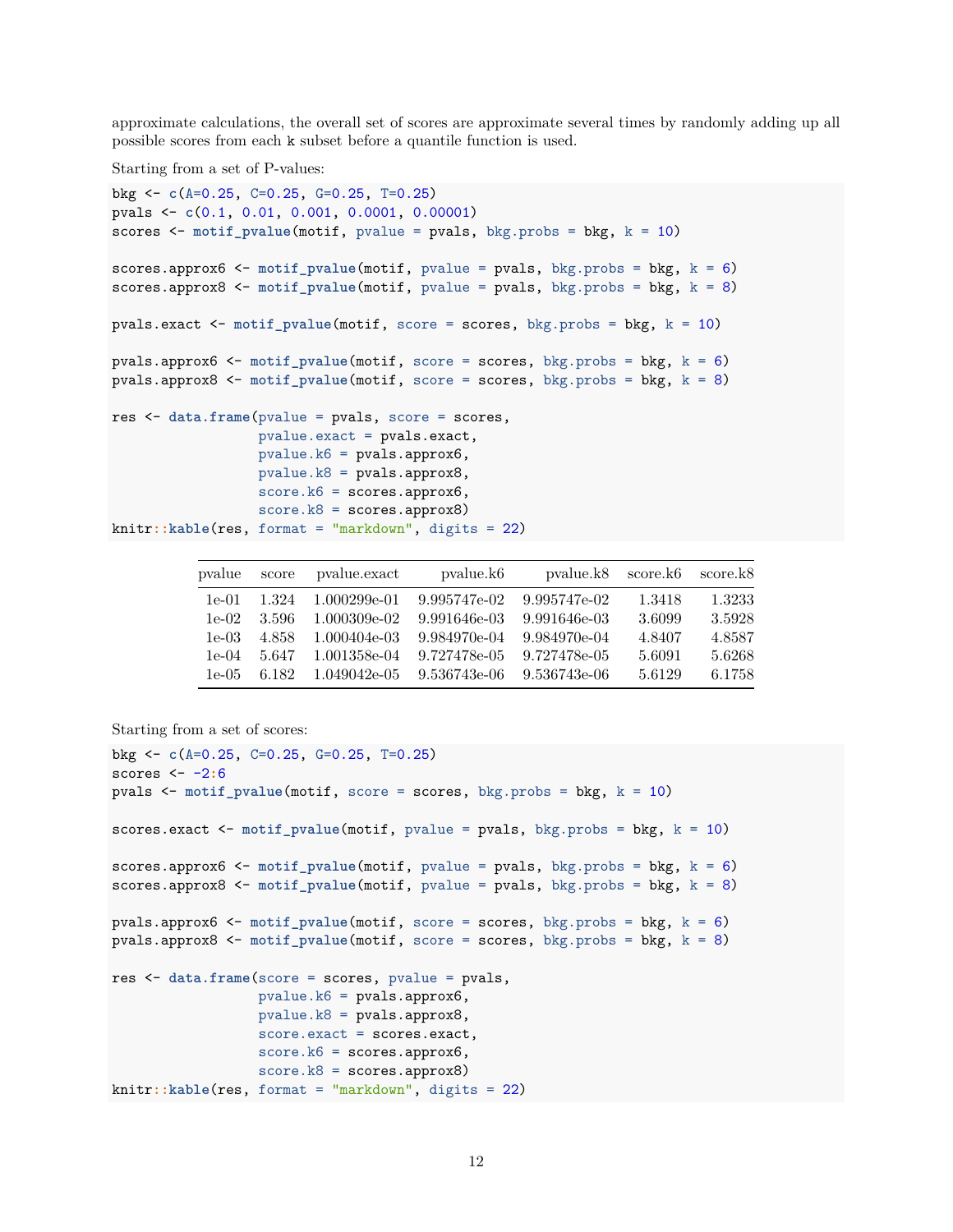approximate calculations, the overall set of scores are approximate several times by randomly adding up all possible scores from each `k` subset before a quantile function is used.

Starting from a set of P-values:

```
bkg <- c(A=0.25, C=0.25, G=0.25, T=0.25)
pvals <- c(0.1, 0.01, 0.001, 0.0001, 0.00001)
scores <- motif_pvalue(motif, pvalue = pvals, bkg.probs = bkg, k = 10)

scores.approx6 <- motif_pvalue(motif, pvalue = pvals, bkg.probs = bkg, k = 6)
scores.approx8 <- motif_pvalue(motif, pvalue = pvals, bkg.probs = bkg, k = 8)

pvals.exact <- motif_pvalue(motif, score = scores, bkg.probs = bkg, k = 10)

pvals.approx6 <- motif_pvalue(motif, score = scores, bkg.probs = bkg, k = 6)
pvals.approx8 <- motif_pvalue(motif, score = scores, bkg.probs = bkg, k = 8)

res <- data.frame(pvalue = pvals, score = scores,
                  pvalue.exact = pvals.exact,
                  pvalue.k6 = pvals.approx6,
                  pvalue.k8 = pvals.approx8,
                  score.k6 = scores.approx6,
                  score.k8 = scores.approx8)
knitr::kable(res, format = "markdown", digits = 22)
```

| pvalue | score | pvalue.exact | pvalue.k6 | pvalue.k8 | score.k6 | score.k8 |
|---|---|---|---|---|---|---|
| 1e-01 | 1.324 | 1.000299e-01 | 9.995747e-02 | 9.995747e-02 | 1.3418 | 1.3233 |
| 1e-02 | 3.596 | 1.000309e-02 | 9.991646e-03 | 9.991646e-03 | 3.6099 | 3.5928 |
| 1e-03 | 4.858 | 1.000404e-03 | 9.984970e-04 | 9.984970e-04 | 4.8407 | 4.8587 |
| 1e-04 | 5.647 | 1.001358e-04 | 9.727478e-05 | 9.727478e-05 | 5.6091 | 5.6268 |
| 1e-05 | 6.182 | 1.049042e-05 | 9.536743e-06 | 9.536743e-06 | 5.6129 | 6.1758 |

Starting from a set of scores:

```
bkg <- c(A=0.25, C=0.25, G=0.25, T=0.25)
scores <- -2:6
pvals <- motif_pvalue(motif, score = scores, bkg.probs = bkg, k = 10)

scores.exact <- motif_pvalue(motif, pvalue = pvals, bkg.probs = bkg, k = 10)

scores.approx6 <- motif_pvalue(motif, pvalue = pvals, bkg.probs = bkg, k = 6)
scores.approx8 <- motif_pvalue(motif, pvalue = pvals, bkg.probs = bkg, k = 8)

pvals.approx6 <- motif_pvalue(motif, score = scores, bkg.probs = bkg, k = 6)
pvals.approx8 <- motif_pvalue(motif, score = scores, bkg.probs = bkg, k = 8)

res <- data.frame(score = scores, pvalue = pvals,
                  pvalue.k6 = pvals.approx6,
                  pvalue.k8 = pvals.approx8,
                  score.exact = scores.exact,
                  score.k6 = scores.approx6,
                  score.k8 = scores.approx8)
knitr::kable(res, format = "markdown", digits = 22)
```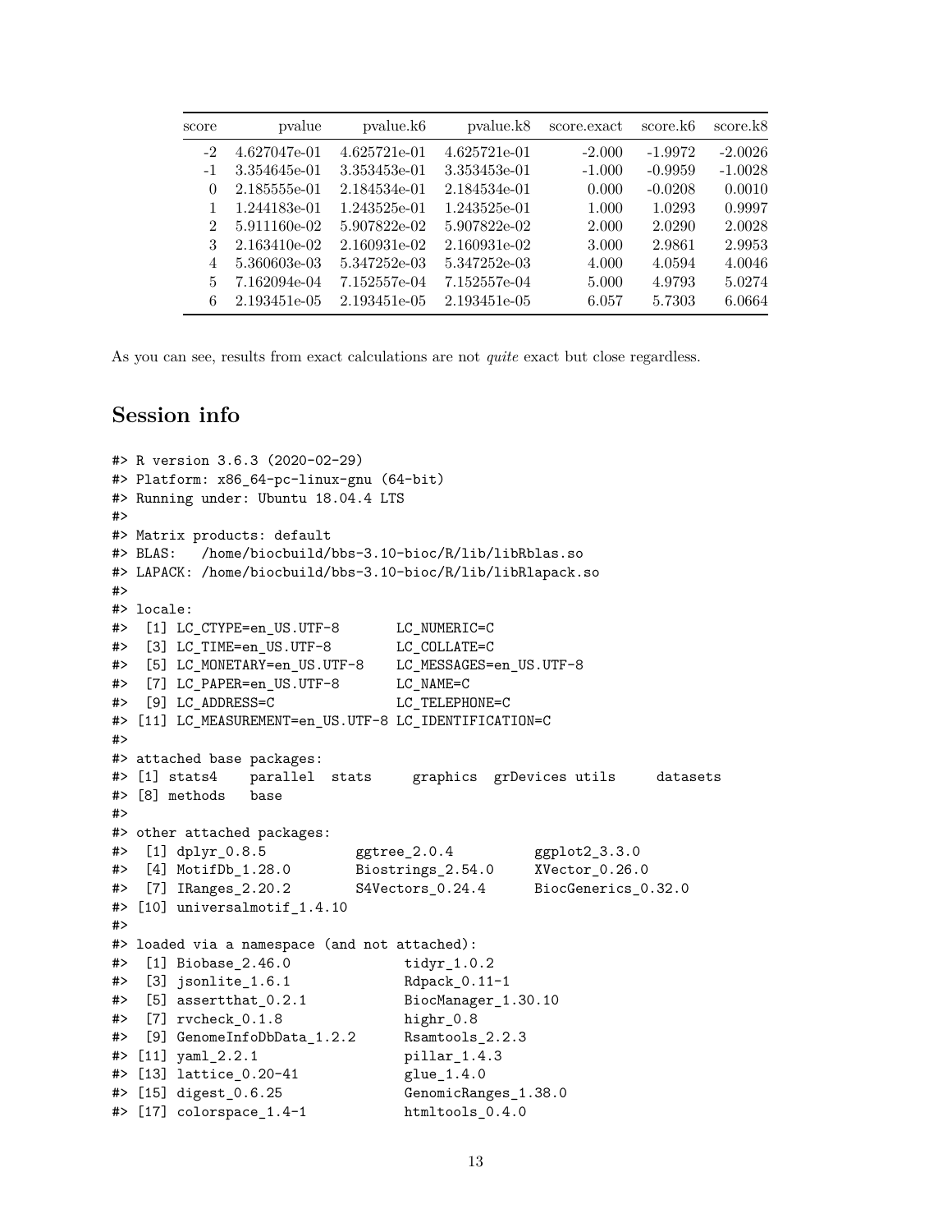| score | pvalue | pvalue.k6 | pvalue.k8 | score.exact | score.k6 | score.k8 |
|---|---|---|---|---|---|---|
| -2 | 4.627047e-01 | 4.625721e-01 | 4.625721e-01 | -2.000 | -1.9972 | -2.0026 |
| -1 | 3.354645e-01 | 3.353453e-01 | 3.353453e-01 | -1.000 | -0.9959 | -1.0028 |
| 0 | 2.185555e-01 | 2.184534e-01 | 2.184534e-01 | 0.000 | -0.0208 | 0.0010 |
| 1 | 1.244183e-01 | 1.243525e-01 | 1.243525e-01 | 1.000 | 1.0293 | 0.9997 |
| 2 | 5.911160e-02 | 5.907822e-02 | 5.907822e-02 | 2.000 | 2.0290 | 2.0028 |
| 3 | 2.163410e-02 | 2.160931e-02 | 2.160931e-02 | 3.000 | 2.9861 | 2.9953 |
| 4 | 5.360603e-03 | 5.347252e-03 | 5.347252e-03 | 4.000 | 4.0594 | 4.0046 |
| 5 | 7.162094e-04 | 7.152557e-04 | 7.152557e-04 | 5.000 | 4.9793 | 5.0274 |
| 6 | 2.193451e-05 | 2.193451e-05 | 2.193451e-05 | 6.057 | 5.7303 | 6.0664 |

As you can see, results from exact calculations are not *quite* exact but close regardless.

## Session info

```
#> R version 3.6.3 (2020-02-29)
#> Platform: x86_64-pc-linux-gnu (64-bit)
#> Running under: Ubuntu 18.04.4 LTS
#>
#> Matrix products: default
#> BLAS:   /home/biocbuild/bbs-3.10-bioc/R/lib/libRblas.so
#> LAPACK: /home/biocbuild/bbs-3.10-bioc/R/lib/libRlapack.so
#>
#> locale:
#>  [1] LC_CTYPE=en_US.UTF-8       LC_NUMERIC=C
#>  [3] LC_TIME=en_US.UTF-8        LC_COLLATE=C
#>  [5] LC_MONETARY=en_US.UTF-8    LC_MESSAGES=en_US.UTF-8
#>  [7] LC_PAPER=en_US.UTF-8       LC_NAME=C
#>  [9] LC_ADDRESS=C               LC_TELEPHONE=C
#> [11] LC_MEASUREMENT=en_US.UTF-8 LC_IDENTIFICATION=C
#>
#> attached base packages:
#> [1] stats4    parallel  stats     graphics  grDevices utils     datasets
#> [8] methods   base
#>
#> other attached packages:
#>  [1] dplyr_0.8.5          ggtree_2.0.4         ggplot2_3.3.0
#>  [4] MotifDb_1.28.0       Biostrings_2.54.0    XVector_0.26.0
#>  [7] IRanges_2.20.2       S4Vectors_0.24.4     BiocGenerics_0.32.0
#> [10] universalmotif_1.4.10
#>
#> loaded via a namespace (and not attached):
#>  [1] Biobase_2.46.0            tidyr_1.0.2
#>  [3] jsonlite_1.6.1            Rdpack_0.11-1
#>  [5] assertthat_0.2.1          BiocManager_1.30.10
#>  [7] rvcheck_0.1.8             highr_0.8
#>  [9] GenomeInfoDbData_1.2.2    Rsamtools_2.2.3
#> [11] yaml_2.2.1                pillar_1.4.3
#> [13] lattice_0.20-41           glue_1.4.0
#> [15] digest_0.6.25             GenomicRanges_1.38.0
#> [17] colorspace_1.4-1          htmltools_0.4.0
```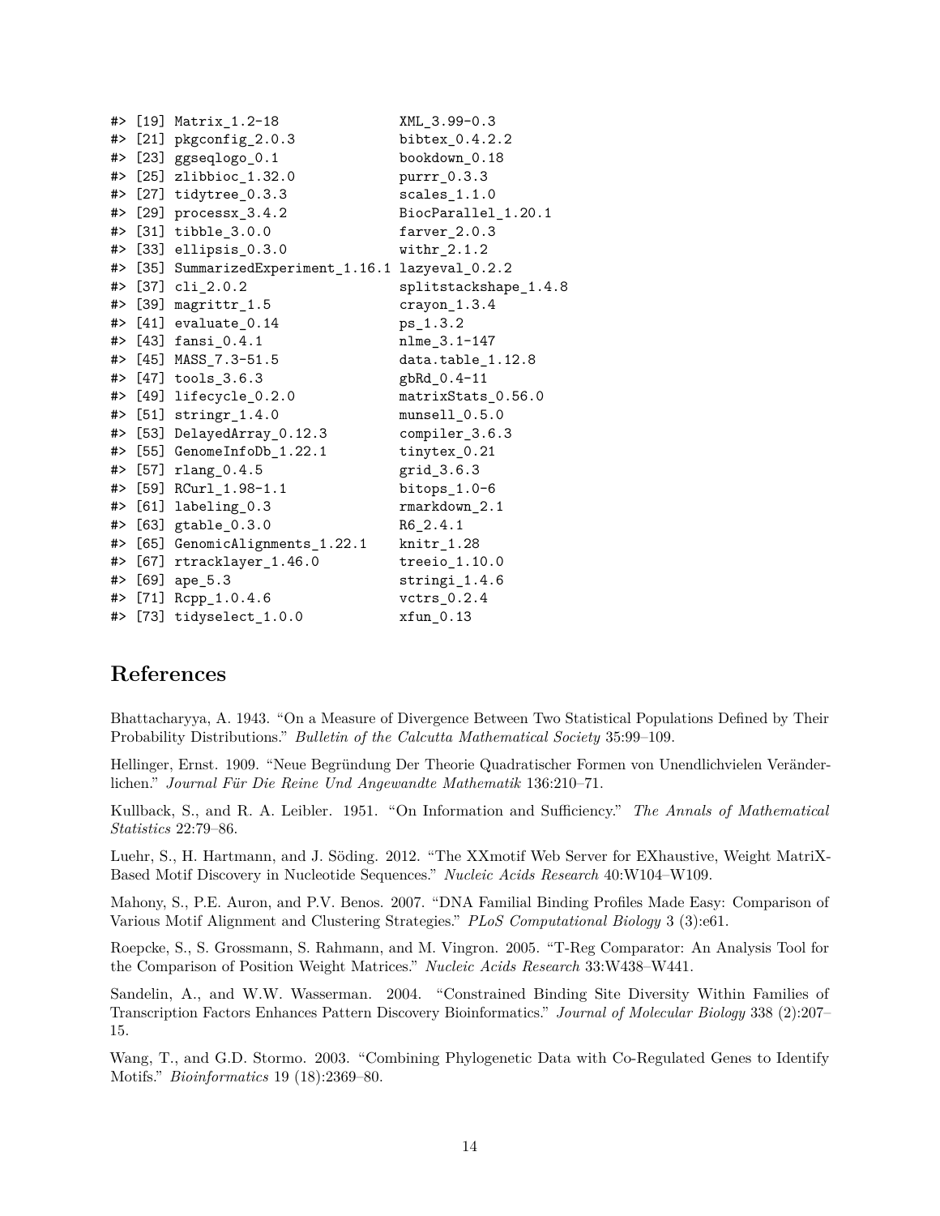```
#> [19] Matrix_1.2-18                 XML_3.99-0.3
#> [21] pkgconfig_2.0.3               bibtex_0.4.2.2
#> [23] ggseqlogo_0.1                 bookdown_0.18
#> [25] zlibbioc_1.32.0               purrr_0.3.3
#> [27] tidytree_0.3.3                scales_1.1.0
#> [29] processx_3.4.2                BiocParallel_1.20.1
#> [31] tibble_3.0.0                  farver_2.0.3
#> [33] ellipsis_0.3.0                withr_2.1.2
#> [35] SummarizedExperiment_1.16.1 lazyeval_0.2.2
#> [37] cli_2.0.2                     splitstackshape_1.4.8
#> [39] magrittr_1.5                  crayon_1.3.4
#> [41] evaluate_0.14                 ps_1.3.2
#> [43] fansi_0.4.1                   nlme_3.1-147
#> [45] MASS_7.3-51.5                 data.table_1.12.8
#> [47] tools_3.6.3                   gbRd_0.4-11
#> [49] lifecycle_0.2.0               matrixStats_0.56.0
#> [51] stringr_1.4.0                 munsell_0.5.0
#> [53] DelayedArray_0.12.3           compiler_3.6.3
#> [55] GenomeInfoDb_1.22.1           tinytex_0.21
#> [57] rlang_0.4.5                   grid_3.6.3
#> [59] RCurl_1.98-1.1                bitops_1.0-6
#> [61] labeling_0.3                  rmarkdown_2.1
#> [63] gtable_0.3.0                  R6_2.4.1
#> [65] GenomicAlignments_1.22.1      knitr_1.28
#> [67] rtracklayer_1.46.0            treeio_1.10.0
#> [69] ape_5.3                       stringi_1.4.6
#> [71] Rcpp_1.0.4.6                  vctrs_0.2.4
#> [73] tidyselect_1.0.0              xfun_0.13
```

# References

Bhattacharyya, A. 1943. "On a Measure of Divergence Between Two Statistical Populations Defined by Their Probability Distributions." *Bulletin of the Calcutta Mathematical Society* 35:99–109.

Hellinger, Ernst. 1909. "Neue Begründung Der Theorie Quadratischer Formen von Unendlichvielen Veränderlichen." *Journal Für Die Reine Und Angewandte Mathematik* 136:210–71.

Kullback, S., and R. A. Leibler. 1951. "On Information and Sufficiency." *The Annals of Mathematical Statistics* 22:79–86.

Luehr, S., H. Hartmann, and J. Söding. 2012. "The XXmotif Web Server for EXhaustive, Weight MatriX-Based Motif Discovery in Nucleotide Sequences." *Nucleic Acids Research* 40:W104–W109.

Mahony, S., P.E. Auron, and P.V. Benos. 2007. "DNA Familial Binding Profiles Made Easy: Comparison of Various Motif Alignment and Clustering Strategies." *PLoS Computational Biology* 3 (3):e61.

Roepcke, S., S. Grossmann, S. Rahmann, and M. Vingron. 2005. "T-Reg Comparator: An Analysis Tool for the Comparison of Position Weight Matrices." *Nucleic Acids Research* 33:W438–W441.

Sandelin, A., and W.W. Wasserman. 2004. "Constrained Binding Site Diversity Within Families of Transcription Factors Enhances Pattern Discovery Bioinformatics." *Journal of Molecular Biology* 338 (2):207–15.

Wang, T., and G.D. Stormo. 2003. "Combining Phylogenetic Data with Co-Regulated Genes to Identify Motifs." *Bioinformatics* 19 (18):2369–80.